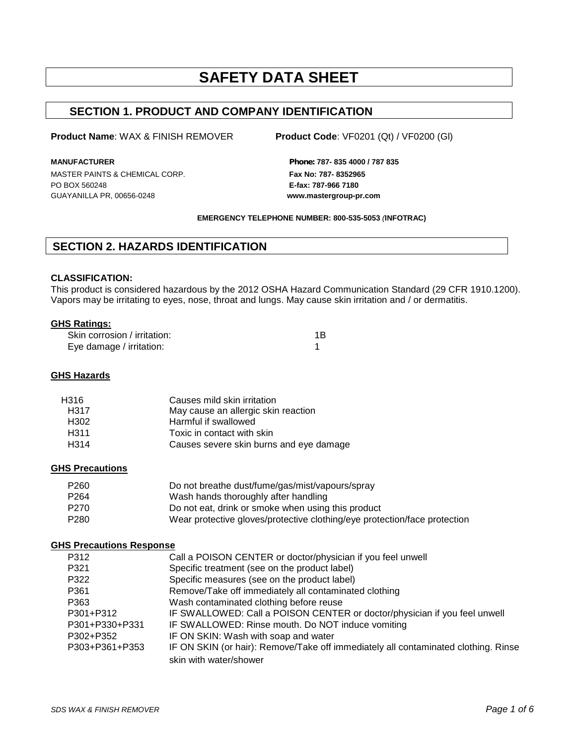# SAFETY DATA SHEET

## SECTION 1. PRODUCT AND COMPANY IDENTIFICATION

**Product Name**: WAX & FINISH REMOVER **Product Code**: VF0201 (Qt) / VF0200 (Gl)

**MANUFACTURER**
MASTER PAINTS & CHEMICAL CORP.
PO BOX 560248
GUAYANILLA PR, 00656-0248

**Phone: 787- 835 4000 / 787 835**
**Fax No: 787- 8352965**
**E-fax: 787-966 7180**
**www.mastergroup-pr.com**

**EMERGENCY TELEPHONE NUMBER: 800-535-5053 (INFOTRAC)**

## SECTION 2. HAZARDS IDENTIFICATION

**CLASSIFICATION:**

This product is considered hazardous by the 2012 OSHA Hazard Communication Standard (29 CFR 1910.1200). Vapors may be irritating to eyes, nose, throat and lungs. May cause skin irritation and / or dermatitis.

**GHS Ratings:**

| | |
|---|---|
| Skin corrosion / irritation: | 1B |
| Eye damage / irritation: | 1 |

**GHS Hazards**

| | |
|---|---|
| H316 | Causes mild skin irritation |
| H317 | May cause an allergic skin reaction |
| H302 | Harmful if swallowed |
| H311 | Toxic in contact with skin |
| H314 | Causes severe skin burns and eye damage |

**GHS Precautions**

| | |
|---|---|
| P260 | Do not breathe dust/fume/gas/mist/vapours/spray |
| P264 | Wash hands thoroughly after handling |
| P270 | Do not eat, drink or smoke when using this product |
| P280 | Wear protective gloves/protective clothing/eye protection/face protection |

**GHS Precautions Response**

| | |
|---|---|
| P312 | Call a POISON CENTER or doctor/physician if you feel unwell |
| P321 | Specific treatment (see on the product label) |
| P322 | Specific measures (see on the product label) |
| P361 | Remove/Take off immediately all contaminated clothing |
| P363 | Wash contaminated clothing before reuse |
| P301+P312 | IF SWALLOWED: Call a POISON CENTER or doctor/physician if you feel unwell |
| P301+P330+P331 | IF SWALLOWED: Rinse mouth. Do NOT induce vomiting |
| P302+P352 | IF ON SKIN: Wash with soap and water |
| P303+P361+P353 | IF ON SKIN (or hair): Remove/Take off immediately all contaminated clothing. Rinse skin with water/shower |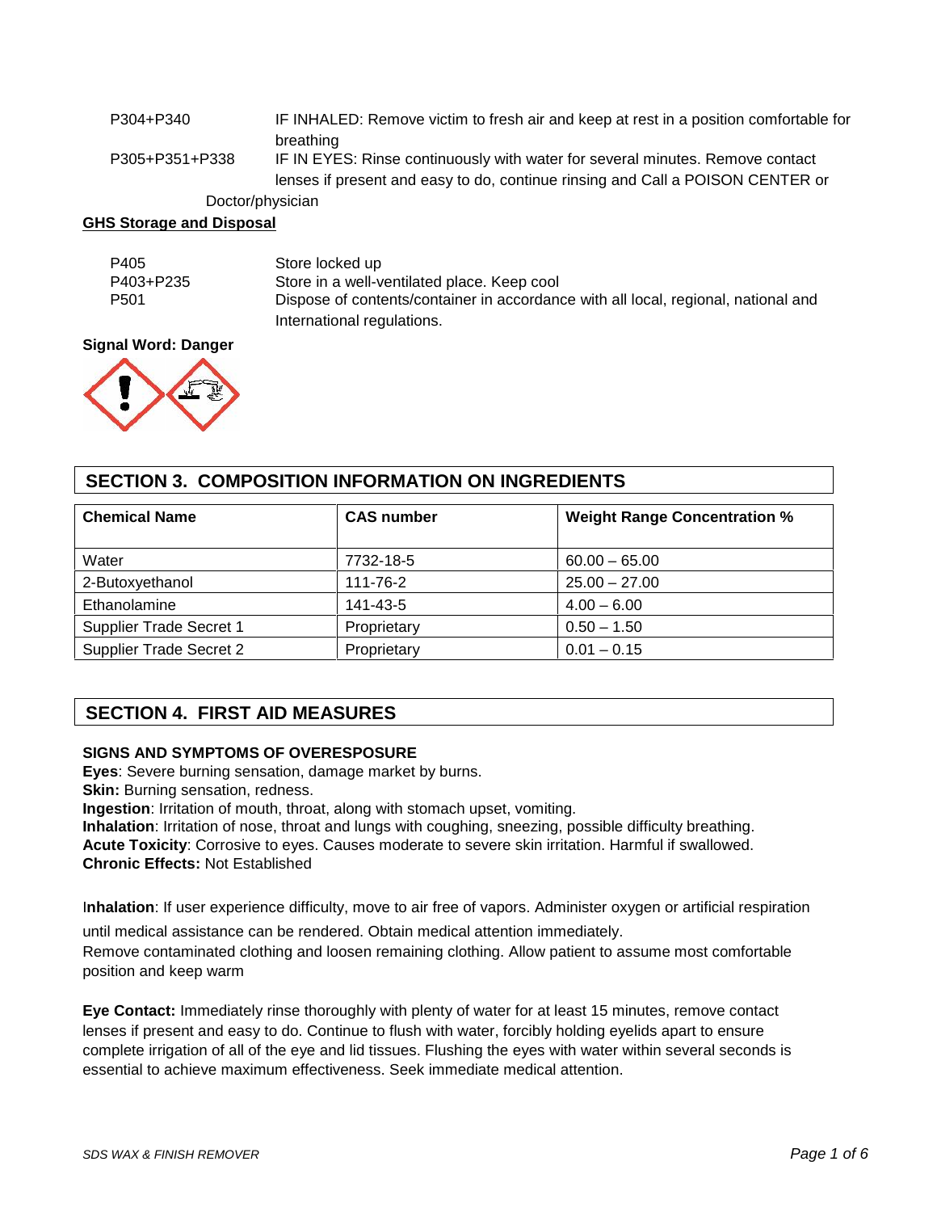| | |
|---|---|
| P304+P340 | IF INHALED: Remove victim to fresh air and keep at rest in a position comfortable for breathing |
| P305+P351+P338 | IF IN EYES: Rinse continuously with water for several minutes. Remove contact lenses if present and easy to do, continue rinsing and Call a POISON CENTER or Doctor/physician |

**GHS Storage and Disposal**

| | |
|---|---|
| P405 | Store locked up |
| P403+P235 | Store in a well-ventilated place. Keep cool |
| P501 | Dispose of contents/container in accordance with all local, regional, national and International regulations. |

**Signal Word: Danger**

## SECTION 3. COMPOSITION INFORMATION ON INGREDIENTS

| Chemical Name | CAS number | Weight Range Concentration % |
|---|---|---|
| Water | 7732-18-5 | 60.00 – 65.00 |
| 2-Butoxyethanol | 111-76-2 | 25.00 – 27.00 |
| Ethanolamine | 141-43-5 | 4.00 – 6.00 |
| Supplier Trade Secret 1 | Proprietary | 0.50 – 1.50 |
| Supplier Trade Secret 2 | Proprietary | 0.01 – 0.15 |

## SECTION 4. FIRST AID MEASURES

**SIGNS AND SYMPTOMS OF OVERESPOSURE**

**Eyes**: Severe burning sensation, damage market by burns.
**Skin:** Burning sensation, redness.
**Ingestion**: Irritation of mouth, throat, along with stomach upset, vomiting.
**Inhalation**: Irritation of nose, throat and lungs with coughing, sneezing, possible difficulty breathing.
**Acute Toxicity**: Corrosive to eyes. Causes moderate to severe skin irritation. Harmful if swallowed.
**Chronic Effects:** Not Established

I**nhalation**: If user experience difficulty, move to air free of vapors. Administer oxygen or artificial respiration until medical assistance can be rendered. Obtain medical attention immediately.
Remove contaminated clothing and loosen remaining clothing. Allow patient to assume most comfortable position and keep warm

**Eye Contact:** Immediately rinse thoroughly with plenty of water for at least 15 minutes, remove contact lenses if present and easy to do. Continue to flush with water, forcibly holding eyelids apart to ensure complete irrigation of all of the eye and lid tissues. Flushing the eyes with water within several seconds is essential to achieve maximum effectiveness. Seek immediate medical attention.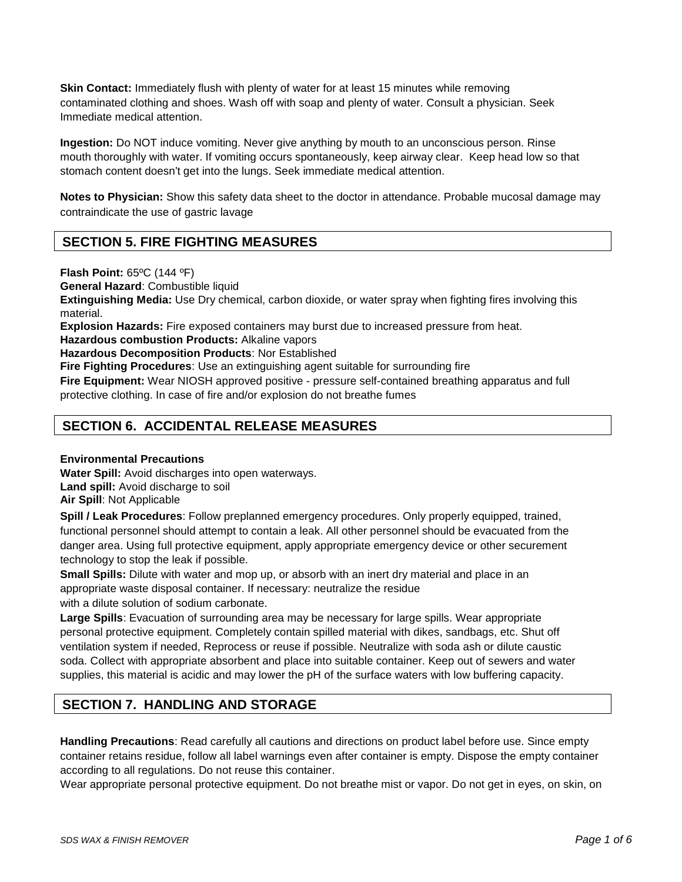**Skin Contact:** Immediately flush with plenty of water for at least 15 minutes while removing contaminated clothing and shoes. Wash off with soap and plenty of water. Consult a physician. Seek Immediate medical attention.

**Ingestion:** Do NOT induce vomiting. Never give anything by mouth to an unconscious person. Rinse mouth thoroughly with water. If vomiting occurs spontaneously, keep airway clear. Keep head low so that stomach content doesn't get into the lungs. Seek immediate medical attention.

**Notes to Physician:** Show this safety data sheet to the doctor in attendance. Probable mucosal damage may contraindicate the use of gastric lavage

## SECTION 5. FIRE FIGHTING MEASURES

**Flash Point:** 65ºC (144 ºF)
**General Hazard**: Combustible liquid
**Extinguishing Media:** Use Dry chemical, carbon dioxide, or water spray when fighting fires involving this material.
**Explosion Hazards:** Fire exposed containers may burst due to increased pressure from heat.
**Hazardous combustion Products:** Alkaline vapors
**Hazardous Decomposition Products**: Nor Established
**Fire Fighting Procedures**: Use an extinguishing agent suitable for surrounding fire
**Fire Equipment:** Wear NIOSH approved positive - pressure self-contained breathing apparatus and full protective clothing. In case of fire and/or explosion do not breathe fumes

## SECTION 6. ACCIDENTAL RELEASE MEASURES

**Environmental Precautions**
**Water Spill:** Avoid discharges into open waterways.
**Land spill:** Avoid discharge to soil
**Air Spill**: Not Applicable

**Spill / Leak Procedures**: Follow preplanned emergency procedures. Only properly equipped, trained, functional personnel should attempt to contain a leak. All other personnel should be evacuated from the danger area. Using full protective equipment, apply appropriate emergency device or other securement technology to stop the leak if possible.
**Small Spills:** Dilute with water and mop up, or absorb with an inert dry material and place in an appropriate waste disposal container. If necessary: neutralize the residue with a dilute solution of sodium carbonate.
**Large Spills**: Evacuation of surrounding area may be necessary for large spills. Wear appropriate personal protective equipment. Completely contain spilled material with dikes, sandbags, etc. Shut off ventilation system if needed, Reprocess or reuse if possible. Neutralize with soda ash or dilute caustic soda. Collect with appropriate absorbent and place into suitable container. Keep out of sewers and water supplies, this material is acidic and may lower the pH of the surface waters with low buffering capacity.

## SECTION 7. HANDLING AND STORAGE

**Handling Precautions**: Read carefully all cautions and directions on product label before use. Since empty container retains residue, follow all label warnings even after container is empty. Dispose the empty container according to all regulations. Do not reuse this container.
Wear appropriate personal protective equipment. Do not breathe mist or vapor. Do not get in eyes, on skin, on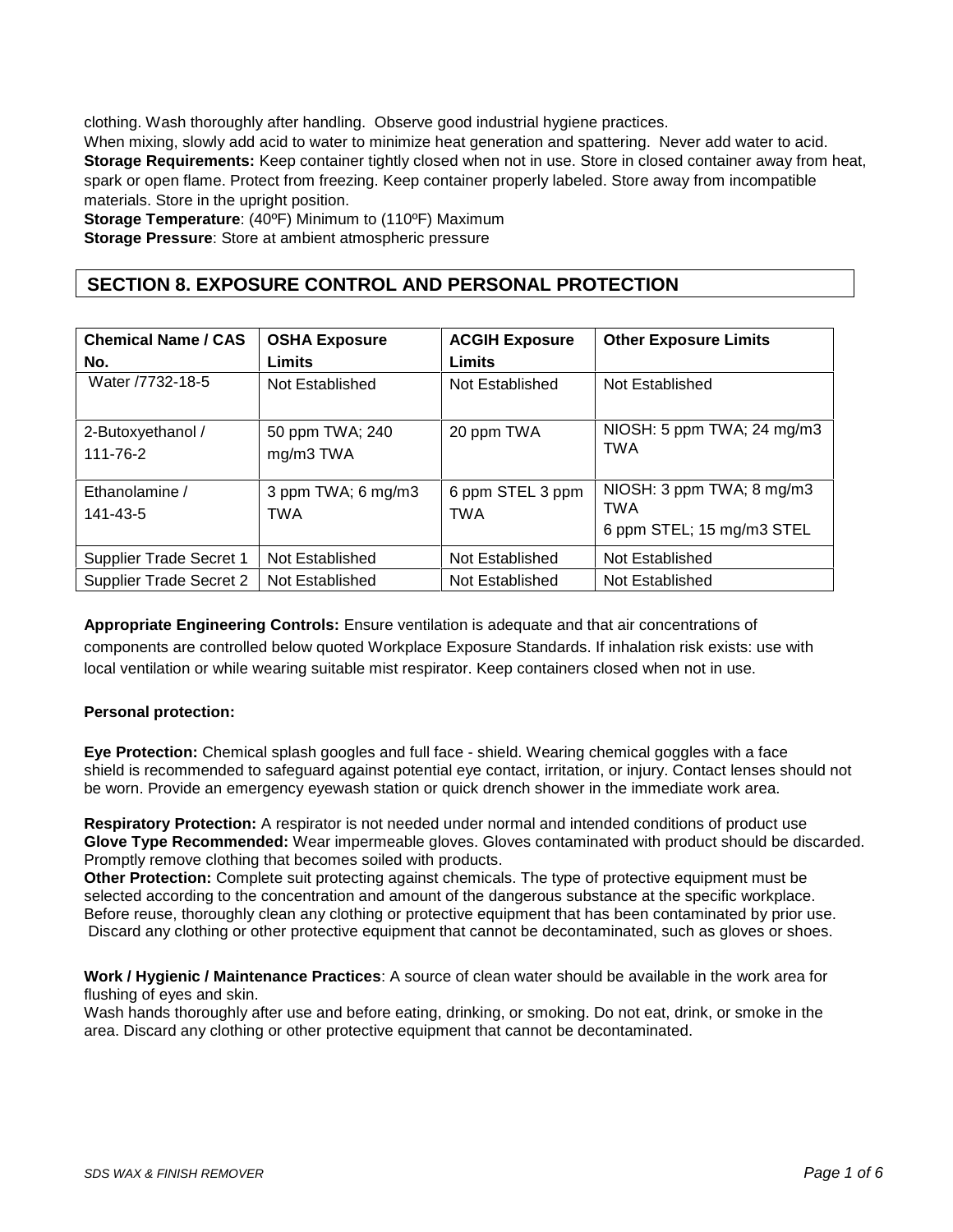clothing. Wash thoroughly after handling. Observe good industrial hygiene practices.
When mixing, slowly add acid to water to minimize heat generation and spattering. Never add water to acid.
**Storage Requirements:** Keep container tightly closed when not in use. Store in closed container away from heat, spark or open flame. Protect from freezing. Keep container properly labeled. Store away from incompatible materials. Store in the upright position.
**Storage Temperature**: (40ºF) Minimum to (110ºF) Maximum
**Storage Pressure**: Store at ambient atmospheric pressure

## SECTION 8. EXPOSURE CONTROL AND PERSONAL PROTECTION

| Chemical Name / CAS No. | OSHA Exposure Limits | ACGIH Exposure Limits | Other Exposure Limits |
|---|---|---|---|
| Water /7732-18-5 | Not Established | Not Established | Not Established |
| 2-Butoxyethanol / 111-76-2 | 50 ppm TWA; 240 mg/m3 TWA | 20 ppm TWA | NIOSH: 5 ppm TWA; 24 mg/m3 TWA |
| Ethanolamine / 141-43-5 | 3 ppm TWA; 6 mg/m3 TWA | 6 ppm STEL 3 ppm TWA | NIOSH: 3 ppm TWA; 8 mg/m3 TWA<br>6 ppm STEL; 15 mg/m3 STEL |
| Supplier Trade Secret 1 | Not Established | Not Established | Not Established |
| Supplier Trade Secret 2 | Not Established | Not Established | Not Established |

**Appropriate Engineering Controls:** Ensure ventilation is adequate and that air concentrations of components are controlled below quoted Workplace Exposure Standards. If inhalation risk exists: use with local ventilation or while wearing suitable mist respirator. Keep containers closed when not in use.

**Personal protection:**

**Eye Protection:** Chemical splash googles and full face - shield. Wearing chemical goggles with a face shield is recommended to safeguard against potential eye contact, irritation, or injury. Contact lenses should not be worn. Provide an emergency eyewash station or quick drench shower in the immediate work area.

**Respiratory Protection:** A respirator is not needed under normal and intended conditions of product use
**Glove Type Recommended:** Wear impermeable gloves. Gloves contaminated with product should be discarded. Promptly remove clothing that becomes soiled with products.
**Other Protection:** Complete suit protecting against chemicals. The type of protective equipment must be selected according to the concentration and amount of the dangerous substance at the specific workplace. Before reuse, thoroughly clean any clothing or protective equipment that has been contaminated by prior use. Discard any clothing or other protective equipment that cannot be decontaminated, such as gloves or shoes.

**Work / Hygienic / Maintenance Practices**: A source of clean water should be available in the work area for flushing of eyes and skin.
Wash hands thoroughly after use and before eating, drinking, or smoking. Do not eat, drink, or smoke in the area. Discard any clothing or other protective equipment that cannot be decontaminated.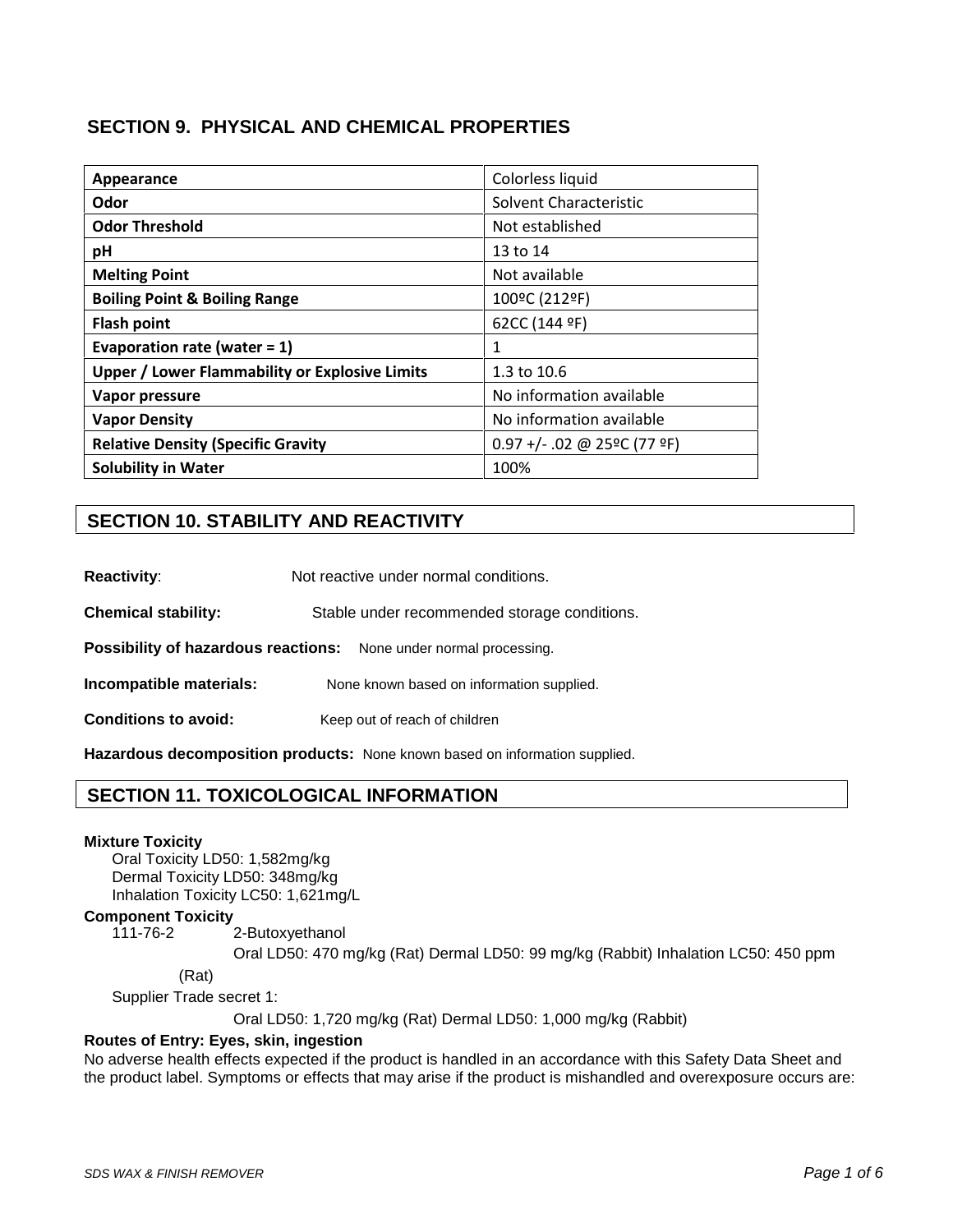## SECTION 9. PHYSICAL AND CHEMICAL PROPERTIES

| Appearance | Colorless liquid |
|---|---|
| **Odor** | Solvent Characteristic |
| **Odor Threshold** | Not established |
| **pH** | 13 to 14 |
| **Melting Point** | Not available |
| **Boiling Point & Boiling Range** | 100ºC (212ºF) |
| **Flash point** | 62CC (144 ºF) |
| **Evaporation rate (water = 1)** | 1 |
| **Upper / Lower Flammability or Explosive Limits** | 1.3 to 10.6 |
| **Vapor pressure** | No information available |
| **Vapor Density** | No information available |
| **Relative Density (Specific Gravity** | 0.97 +/- .02 @ 25ºC (77 ºF) |
| **Solubility in Water** | 100% |

## SECTION 10. STABILITY AND REACTIVITY

**Reactivity**: Not reactive under normal conditions.

**Chemical stability:** Stable under recommended storage conditions.

**Possibility of hazardous reactions:** None under normal processing.

**Incompatible materials:** None known based on information supplied.

**Conditions to avoid:** Keep out of reach of children

**Hazardous decomposition products:** None known based on information supplied.

## SECTION 11. TOXICOLOGICAL INFORMATION

**Mixture Toxicity**

Oral Toxicity LD50: 1,582mg/kg
Dermal Toxicity LD50: 348mg/kg
Inhalation Toxicity LC50: 1,621mg/L

**Component Toxicity**

111-76-2 2-Butoxyethanol

Oral LD50: 470 mg/kg (Rat) Dermal LD50: 99 mg/kg (Rabbit) Inhalation LC50: 450 ppm (Rat)

Supplier Trade secret 1:

Oral LD50: 1,720 mg/kg (Rat) Dermal LD50: 1,000 mg/kg (Rabbit)

**Routes of Entry: Eyes, skin, ingestion**

No adverse health effects expected if the product is handled in an accordance with this Safety Data Sheet and the product label. Symptoms or effects that may arise if the product is mishandled and overexposure occurs are: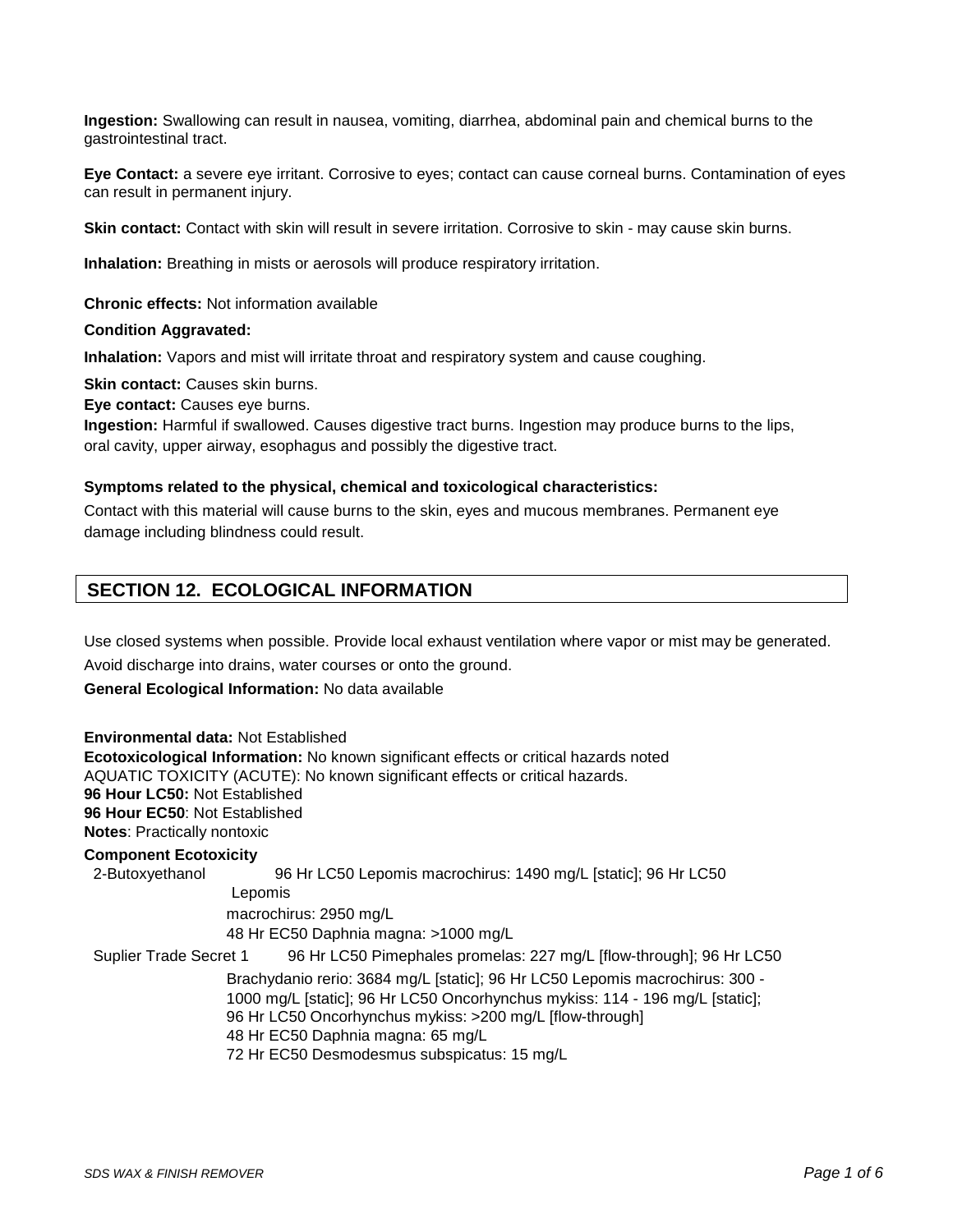**Ingestion:** Swallowing can result in nausea, vomiting, diarrhea, abdominal pain and chemical burns to the gastrointestinal tract.

**Eye Contact:** a severe eye irritant. Corrosive to eyes; contact can cause corneal burns. Contamination of eyes can result in permanent injury.

**Skin contact:** Contact with skin will result in severe irritation. Corrosive to skin - may cause skin burns.

**Inhalation:** Breathing in mists or aerosols will produce respiratory irritation.

**Chronic effects:** Not information available

**Condition Aggravated:**

**Inhalation:** Vapors and mist will irritate throat and respiratory system and cause coughing.

**Skin contact:** Causes skin burns.
**Eye contact:** Causes eye burns.
**Ingestion:** Harmful if swallowed. Causes digestive tract burns. Ingestion may produce burns to the lips, oral cavity, upper airway, esophagus and possibly the digestive tract.

**Symptoms related to the physical, chemical and toxicological characteristics:**

Contact with this material will cause burns to the skin, eyes and mucous membranes. Permanent eye damage including blindness could result.

## SECTION 12. ECOLOGICAL INFORMATION

Use closed systems when possible. Provide local exhaust ventilation where vapor or mist may be generated.

Avoid discharge into drains, water courses or onto the ground.

**General Ecological Information:** No data available

**Environmental data:** Not Established
**Ecotoxicological Information:** No known significant effects or critical hazards noted
AQUATIC TOXICITY (ACUTE): No known significant effects or critical hazards.
**96 Hour LC50:** Not Established
**96 Hour EC50**: Not Established
**Notes**: Practically nontoxic

**Component Ecotoxicity**

2-Butoxyethanol — 96 Hr LC50 Lepomis macrochirus: 1490 mg/L [static]; 96 Hr LC50 Lepomis macrochirus: 2950 mg/L
48 Hr EC50 Daphnia magna: >1000 mg/L

Suplier Trade Secret 1 — 96 Hr LC50 Pimephales promelas: 227 mg/L [flow-through]; 96 Hr LC50 Brachydanio rerio: 3684 mg/L [static]; 96 Hr LC50 Lepomis macrochirus: 300 - 1000 mg/L [static]; 96 Hr LC50 Oncorhynchus mykiss: 114 - 196 mg/L [static]; 96 Hr LC50 Oncorhynchus mykiss: >200 mg/L [flow-through]
48 Hr EC50 Daphnia magna: 65 mg/L
72 Hr EC50 Desmodesmus subspicatus: 15 mg/L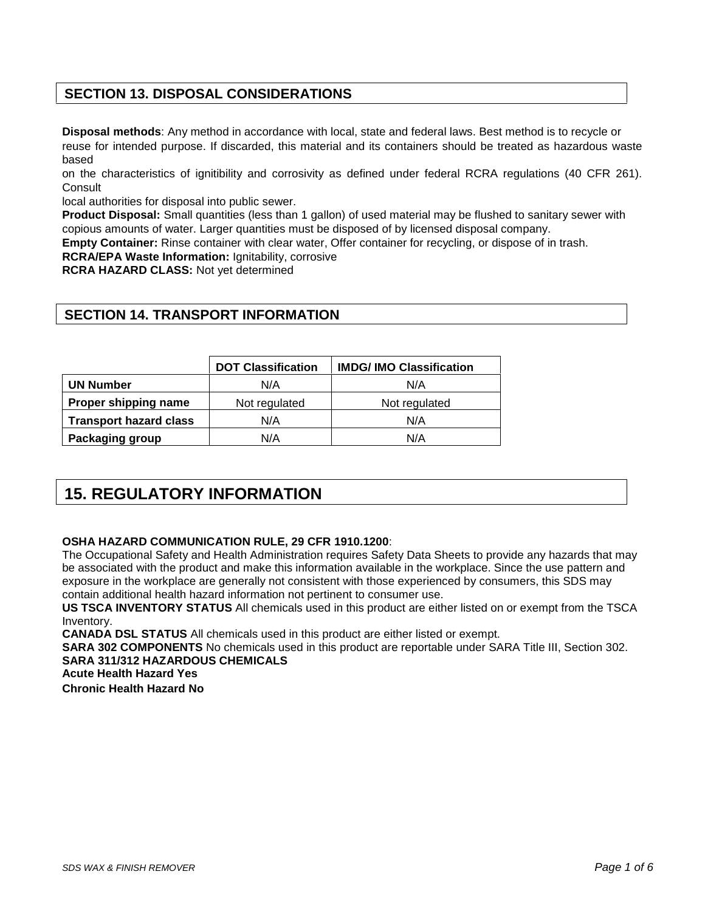## SECTION 13. DISPOSAL CONSIDERATIONS

**Disposal methods**: Any method in accordance with local, state and federal laws. Best method is to recycle or reuse for intended purpose. If discarded, this material and its containers should be treated as hazardous waste based on the characteristics of ignitibility and corrosivity as defined under federal RCRA regulations (40 CFR 261). Consult local authorities for disposal into public sewer.

**Product Disposal:** Small quantities (less than 1 gallon) of used material may be flushed to sanitary sewer with copious amounts of water. Larger quantities must be disposed of by licensed disposal company.

**Empty Container:** Rinse container with clear water, Offer container for recycling, or dispose of in trash.

**RCRA/EPA Waste Information:** Ignitability, corrosive

**RCRA HAZARD CLASS:** Not yet determined

## SECTION 14. TRANSPORT INFORMATION

| | DOT Classification | IMDG/ IMO Classification |
|---|---|---|
| **UN Number** | N/A | N/A |
| **Proper shipping name** | Not regulated | Not regulated |
| **Transport hazard class** | N/A | N/A |
| **Packaging group** | N/A | N/A |

## 15. REGULATORY INFORMATION

**OSHA HAZARD COMMUNICATION RULE, 29 CFR 1910.1200**:
The Occupational Safety and Health Administration requires Safety Data Sheets to provide any hazards that may be associated with the product and make this information available in the workplace. Since the use pattern and exposure in the workplace are generally not consistent with those experienced by consumers, this SDS may contain additional health hazard information not pertinent to consumer use.

**US TSCA INVENTORY STATUS** All chemicals used in this product are either listed on or exempt from the TSCA Inventory.

**CANADA DSL STATUS** All chemicals used in this product are either listed or exempt.

**SARA 302 COMPONENTS** No chemicals used in this product are reportable under SARA Title III, Section 302.

**SARA 311/312 HAZARDOUS CHEMICALS**

**Acute Health Hazard Yes**

**Chronic Health Hazard No**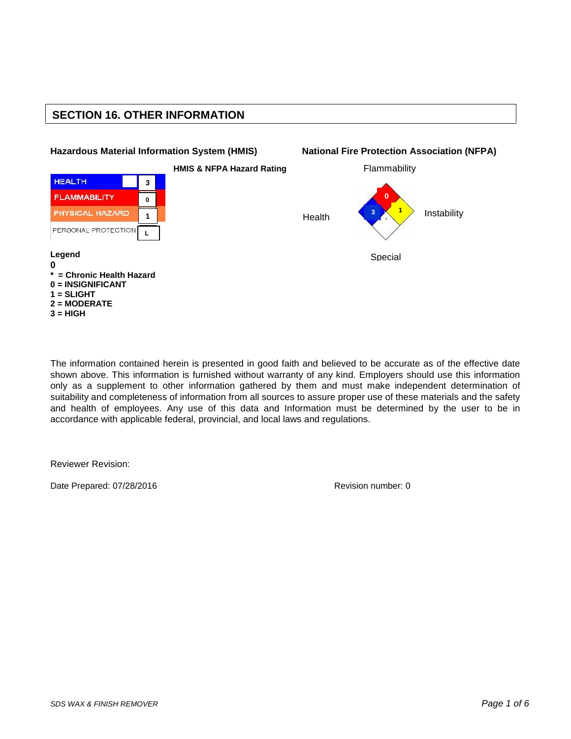## SECTION 16. OTHER INFORMATION

**Hazardous Material Information System (HMIS)**

**HMIS & NFPA Hazard Rating**

| | |
|---|---|
| HEALTH | 3 |
| FLAMMABILITY | 0 |
| PHYSICAL HAZARD | 1 |
| PERSONAL PROTECTION | L |

**National Fire Protection Association (NFPA)**

Flammability
0

Health
3

Instability
1

Special

**Legend**

**0**

**\* = Chronic Health Hazard**
**0 = INSIGNIFICANT**
**1 = SLIGHT**
**2 = MODERATE**
**3 = HIGH**

The information contained herein is presented in good faith and believed to be accurate as of the effective date shown above. This information is furnished without warranty of any kind. Employers should use this information only as a supplement to other information gathered by them and must make independent determination of suitability and completeness of information from all sources to assure proper use of these materials and the safety and health of employees. Any use of this data and Information must be determined by the user to be in accordance with applicable federal, provincial, and local laws and regulations.

Reviewer Revision:

Date Prepared: 07/28/2016

Revision number: 0